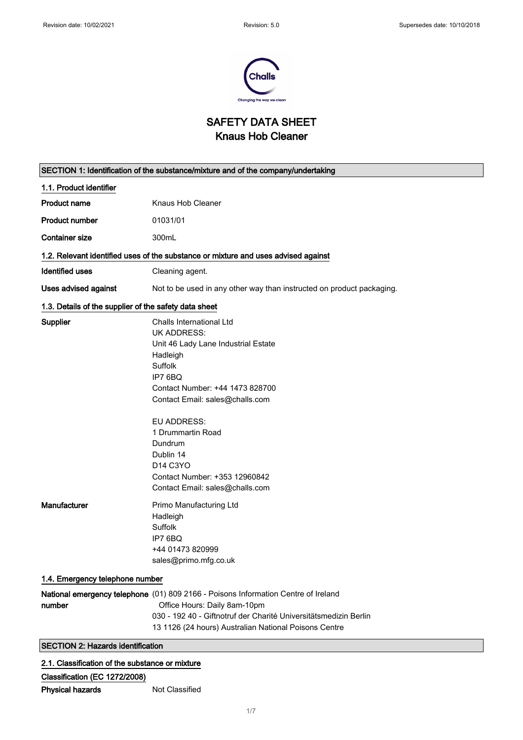Revision date: 10/02/2021 Revision: 5.0 Supersedes date: 10/10/2018

# SAFETY DATA SHEET
# Knaus Hob Cleaner

## SECTION 1: Identification of the substance/mixture and of the company/undertaking

### 1.1. Product identifier

| | |
|---|---|
| **Product name** | Knaus Hob Cleaner |
| **Product number** | 01031/01 |
| **Container size** | 300mL |

### 1.2. Relevant identified uses of the substance or mixture and uses advised against

| | |
|---|---|
| **Identified uses** | Cleaning agent. |
| **Uses advised against** | Not to be used in any other way than instructed on product packaging. |

### 1.3. Details of the supplier of the safety data sheet

**Supplier**

Challs International Ltd
UK ADDRESS:
Unit 46 Lady Lane Industrial Estate
Hadleigh
Suffolk
IP7 6BQ
Contact Number: +44 1473 828700
Contact Email: sales@challs.com

EU ADDRESS:
1 Drummartin Road
Dundrum
Dublin 14
D14 C3YO
Contact Number: +353 12960842
Contact Email: sales@challs.com

**Manufacturer**

Primo Manufacturing Ltd
Hadleigh
Suffolk
IP7 6BQ
+44 01473 820999
sales@primo.mfg.co.uk

### 1.4. Emergency telephone number

**National emergency telephone number**

(01) 809 2166 - Poisons Information Centre of Ireland
Office Hours: Daily 8am-10pm
030 - 192 40 - Giftnotruf der Charité Universitätsmedizin Berlin
13 1126 (24 hours) Australian National Poisons Centre

## SECTION 2: Hazards identification

### 2.1. Classification of the substance or mixture

**Classification (EC 1272/2008)**

| | |
|---|---|
| **Physical hazards** | Not Classified |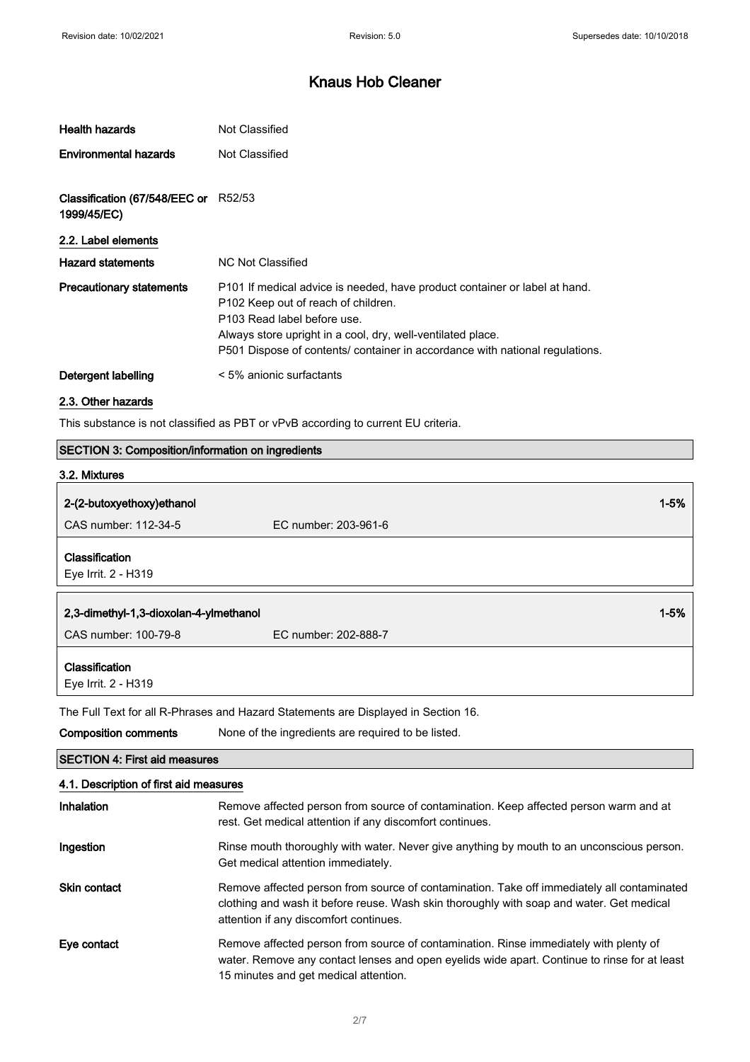# Knaus Hob Cleaner

| | |
|---|---|
| **Health hazards** | Not Classified |
| **Environmental hazards** | Not Classified |
| **Classification (67/548/EEC or 1999/45/EC)** | R52/53 |

### 2.2. Label elements

| | |
|---|---|
| **Hazard statements** | NC Not Classified |
| **Precautionary statements** | P101 If medical advice is needed, have product container or label at hand.<br>P102 Keep out of reach of children.<br>P103 Read label before use.<br>Always store upright in a cool, dry, well-ventilated place.<br>P501 Dispose of contents/ container in accordance with national regulations. |
| **Detergent labelling** | < 5% anionic surfactants |

### 2.3. Other hazards

This substance is not classified as PBT or vPvB according to current EU criteria.

## SECTION 3: Composition/information on ingredients

### 3.2. Mixtures

**2-(2-butoxyethoxy)ethanol** — 1-5%

CAS number: 112-34-5 — EC number: 203-961-6

**Classification**

Eye Irrit. 2 - H319

**2,3-dimethyl-1,3-dioxolan-4-ylmethanol** — 1-5%

CAS number: 100-79-8 — EC number: 202-888-7

**Classification**

Eye Irrit. 2 - H319

The Full Text for all R-Phrases and Hazard Statements are Displayed in Section 16.

| | |
|---|---|
| **Composition comments** | None of the ingredients are required to be listed. |

## SECTION 4: First aid measures

### 4.1. Description of first aid measures

| | |
|---|---|
| **Inhalation** | Remove affected person from source of contamination. Keep affected person warm and at rest. Get medical attention if any discomfort continues. |
| **Ingestion** | Rinse mouth thoroughly with water. Never give anything by mouth to an unconscious person. Get medical attention immediately. |
| **Skin contact** | Remove affected person from source of contamination. Take off immediately all contaminated clothing and wash it before reuse. Wash skin thoroughly with soap and water. Get medical attention if any discomfort continues. |
| **Eye contact** | Remove affected person from source of contamination. Rinse immediately with plenty of water. Remove any contact lenses and open eyelids wide apart. Continue to rinse for at least 15 minutes and get medical attention. |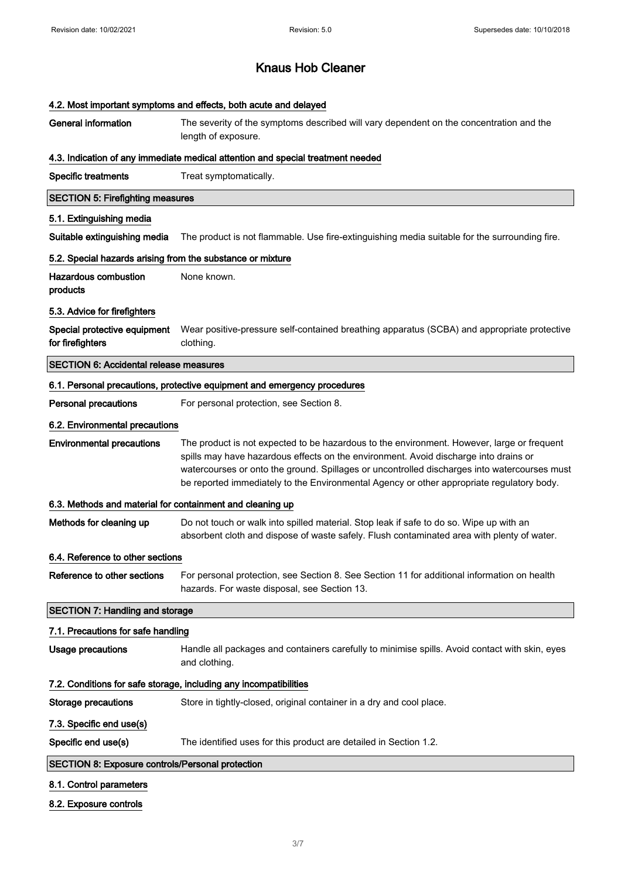# Knaus Hob Cleaner

### 4.2. Most important symptoms and effects, both acute and delayed

**General information** The severity of the symptoms described will vary dependent on the concentration and the length of exposure.

### 4.3. Indication of any immediate medical attention and special treatment needed

**Specific treatments** Treat symptomatically.

## SECTION 5: Firefighting measures

### 5.1. Extinguishing media

**Suitable extinguishing media** The product is not flammable. Use fire-extinguishing media suitable for the surrounding fire.

### 5.2. Special hazards arising from the substance or mixture

**Hazardous combustion products** None known.

### 5.3. Advice for firefighters

**Special protective equipment for firefighters** Wear positive-pressure self-contained breathing apparatus (SCBA) and appropriate protective clothing.

## SECTION 6: Accidental release measures

### 6.1. Personal precautions, protective equipment and emergency procedures

**Personal precautions** For personal protection, see Section 8.

### 6.2. Environmental precautions

**Environmental precautions** The product is not expected to be hazardous to the environment. However, large or frequent spills may have hazardous effects on the environment. Avoid discharge into drains or watercourses or onto the ground. Spillages or uncontrolled discharges into watercourses must be reported immediately to the Environmental Agency or other appropriate regulatory body.

### 6.3. Methods and material for containment and cleaning up

**Methods for cleaning up** Do not touch or walk into spilled material. Stop leak if safe to do so. Wipe up with an absorbent cloth and dispose of waste safely. Flush contaminated area with plenty of water.

### 6.4. Reference to other sections

**Reference to other sections** For personal protection, see Section 8. See Section 11 for additional information on health hazards. For waste disposal, see Section 13.

## SECTION 7: Handling and storage

### 7.1. Precautions for safe handling

**Usage precautions** Handle all packages and containers carefully to minimise spills. Avoid contact with skin, eyes and clothing.

### 7.2. Conditions for safe storage, including any incompatibilities

**Storage precautions** Store in tightly-closed, original container in a dry and cool place.

### 7.3. Specific end use(s)

**Specific end use(s)** The identified uses for this product are detailed in Section 1.2.

## SECTION 8: Exposure controls/Personal protection

### 8.1. Control parameters

### 8.2. Exposure controls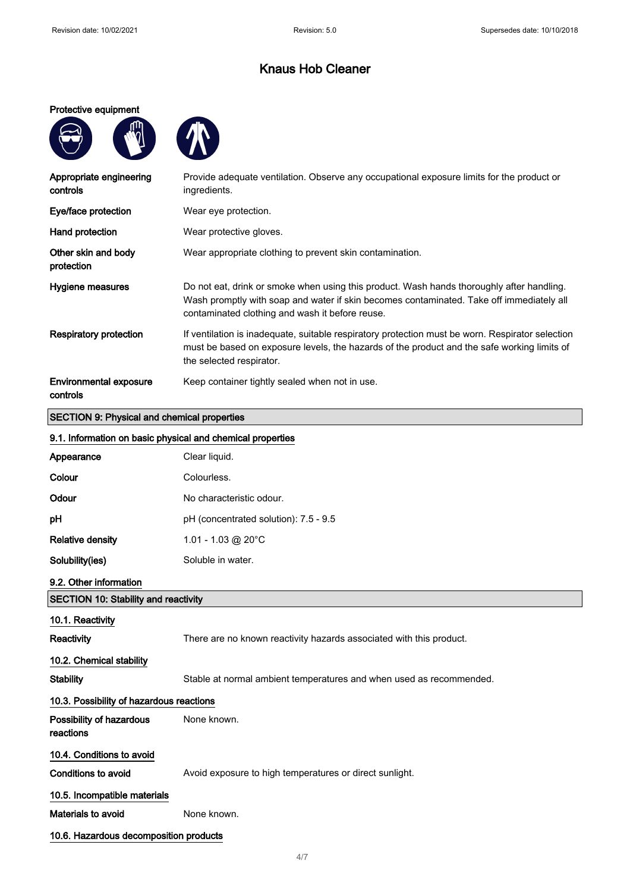# Knaus Hob Cleaner

**Protective equipment**

| | |
|---|---|
| **Appropriate engineering controls** | Provide adequate ventilation. Observe any occupational exposure limits for the product or ingredients. |
| **Eye/face protection** | Wear eye protection. |
| **Hand protection** | Wear protective gloves. |
| **Other skin and body protection** | Wear appropriate clothing to prevent skin contamination. |
| **Hygiene measures** | Do not eat, drink or smoke when using this product. Wash hands thoroughly after handling. Wash promptly with soap and water if skin becomes contaminated. Take off immediately all contaminated clothing and wash it before reuse. |
| **Respiratory protection** | If ventilation is inadequate, suitable respiratory protection must be worn. Respirator selection must be based on exposure levels, the hazards of the product and the safe working limits of the selected respirator. |
| **Environmental exposure controls** | Keep container tightly sealed when not in use. |

## SECTION 9: Physical and chemical properties

### 9.1. Information on basic physical and chemical properties

| | |
|---|---|
| **Appearance** | Clear liquid. |
| **Colour** | Colourless. |
| **Odour** | No characteristic odour. |
| **pH** | pH (concentrated solution): 7.5 - 9.5 |
| **Relative density** | 1.01 - 1.03 @ 20°C |
| **Solubility(ies)** | Soluble in water. |

### 9.2. Other information

## SECTION 10: Stability and reactivity

### 10.1. Reactivity

**Reactivity** — There are no known reactivity hazards associated with this product.

### 10.2. Chemical stability

**Stability** — Stable at normal ambient temperatures and when used as recommended.

### 10.3. Possibility of hazardous reactions

**Possibility of hazardous reactions** — None known.

### 10.4. Conditions to avoid

**Conditions to avoid** — Avoid exposure to high temperatures or direct sunlight.

### 10.5. Incompatible materials

**Materials to avoid** — None known.

### 10.6. Hazardous decomposition products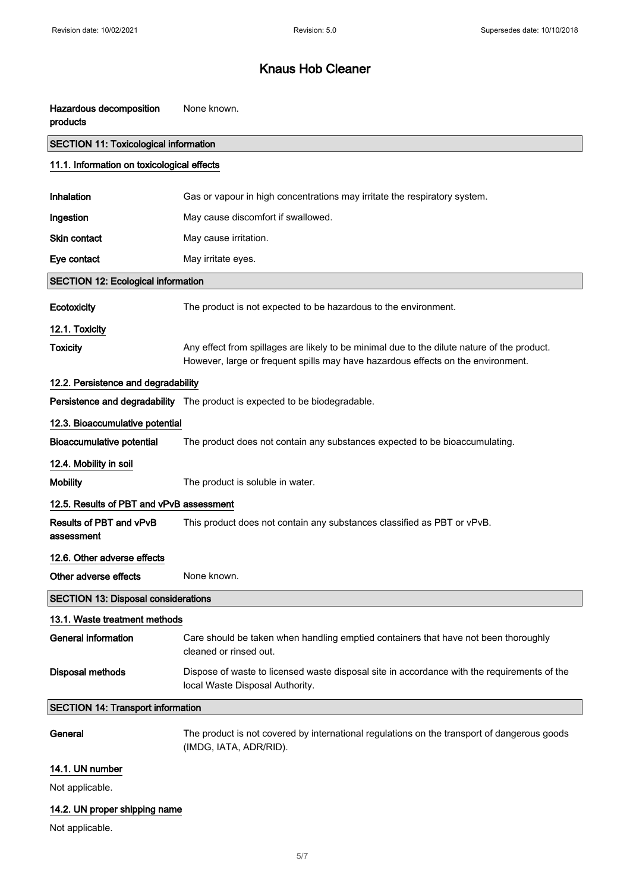| | |
|---|---|
| **Hazardous decomposition products** | None known. |

## SECTION 11: Toxicological information

### 11.1. Information on toxicological effects

| | |
|---|---|
| **Inhalation** | Gas or vapour in high concentrations may irritate the respiratory system. |
| **Ingestion** | May cause discomfort if swallowed. |
| **Skin contact** | May cause irritation. |
| **Eye contact** | May irritate eyes. |

## SECTION 12: Ecological information

| | |
|---|---|
| **Ecotoxicity** | The product is not expected to be hazardous to the environment. |

### 12.1. Toxicity

| | |
|---|---|
| **Toxicity** | Any effect from spillages are likely to be minimal due to the dilute nature of the product. However, large or frequent spills may have hazardous effects on the environment. |

### 12.2. Persistence and degradability

| | |
|---|---|
| **Persistence and degradability** | The product is expected to be biodegradable. |

### 12.3. Bioaccumulative potential

| | |
|---|---|
| **Bioaccumulative potential** | The product does not contain any substances expected to be bioaccumulating. |

### 12.4. Mobility in soil

| | |
|---|---|
| **Mobility** | The product is soluble in water. |

### 12.5. Results of PBT and vPvB assessment

| | |
|---|---|
| **Results of PBT and vPvB assessment** | This product does not contain any substances classified as PBT or vPvB. |

### 12.6. Other adverse effects

| | |
|---|---|
| **Other adverse effects** | None known. |

## SECTION 13: Disposal considerations

### 13.1. Waste treatment methods

| | |
|---|---|
| **General information** | Care should be taken when handling emptied containers that have not been thoroughly cleaned or rinsed out. |
| **Disposal methods** | Dispose of waste to licensed waste disposal site in accordance with the requirements of the local Waste Disposal Authority. |

## SECTION 14: Transport information

| | |
|---|---|
| **General** | The product is not covered by international regulations on the transport of dangerous goods (IMDG, IATA, ADR/RID). |

### 14.1. UN number

Not applicable.

### 14.2. UN proper shipping name

Not applicable.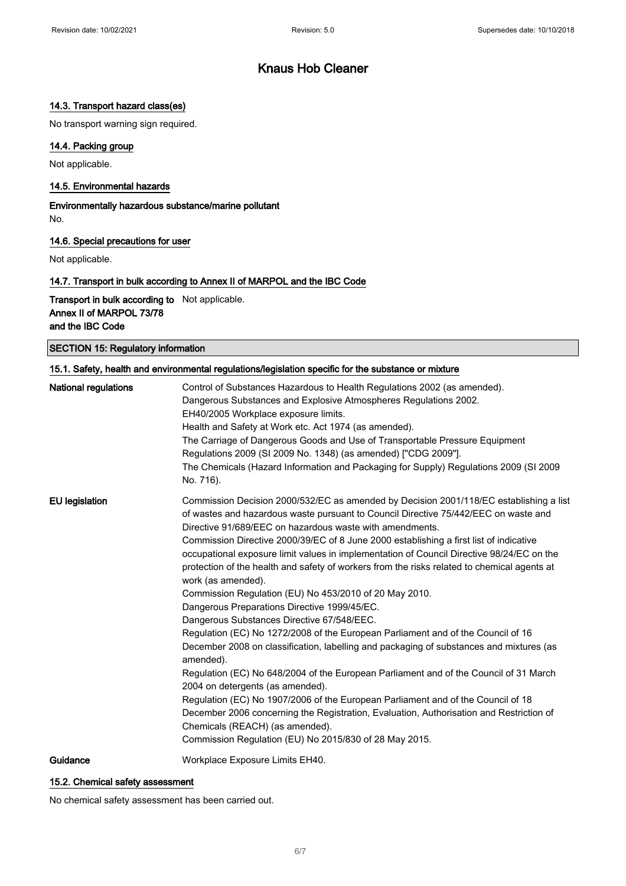# Knaus Hob Cleaner

### 14.3. Transport hazard class(es)

No transport warning sign required.

### 14.4. Packing group

Not applicable.

### 14.5. Environmental hazards

**Environmentally hazardous substance/marine pollutant**

No.

### 14.6. Special precautions for user

Not applicable.

### 14.7. Transport in bulk according to Annex II of MARPOL and the IBC Code

| | |
|---|---|
| **Transport in bulk according to Annex II of MARPOL 73/78 and the IBC Code** | Not applicable. |

## SECTION 15: Regulatory information

### 15.1. Safety, health and environmental regulations/legislation specific for the substance or mixture

| | |
|---|---|
| **National regulations** | Control of Substances Hazardous to Health Regulations 2002 (as amended).<br>Dangerous Substances and Explosive Atmospheres Regulations 2002.<br>EH40/2005 Workplace exposure limits.<br>Health and Safety at Work etc. Act 1974 (as amended).<br>The Carriage of Dangerous Goods and Use of Transportable Pressure Equipment Regulations 2009 (SI 2009 No. 1348) (as amended) ["CDG 2009"].<br>The Chemicals (Hazard Information and Packaging for Supply) Regulations 2009 (SI 2009 No. 716). |
| **EU legislation** | Commission Decision 2000/532/EC as amended by Decision 2001/118/EC establishing a list of wastes and hazardous waste pursuant to Council Directive 75/442/EEC on waste and Directive 91/689/EEC on hazardous waste with amendments.<br>Commission Directive 2000/39/EC of 8 June 2000 establishing a first list of indicative occupational exposure limit values in implementation of Council Directive 98/24/EC on the protection of the health and safety of workers from the risks related to chemical agents at work (as amended).<br>Commission Regulation (EU) No 453/2010 of 20 May 2010.<br>Dangerous Preparations Directive 1999/45/EC.<br>Dangerous Substances Directive 67/548/EEC.<br>Regulation (EC) No 1272/2008 of the European Parliament and of the Council of 16 December 2008 on classification, labelling and packaging of substances and mixtures (as amended).<br>Regulation (EC) No 648/2004 of the European Parliament and of the Council of 31 March 2004 on detergents (as amended).<br>Regulation (EC) No 1907/2006 of the European Parliament and of the Council of 18 December 2006 concerning the Registration, Evaluation, Authorisation and Restriction of Chemicals (REACH) (as amended).<br>Commission Regulation (EU) No 2015/830 of 28 May 2015. |
| **Guidance** | Workplace Exposure Limits EH40. |

### 15.2. Chemical safety assessment

No chemical safety assessment has been carried out.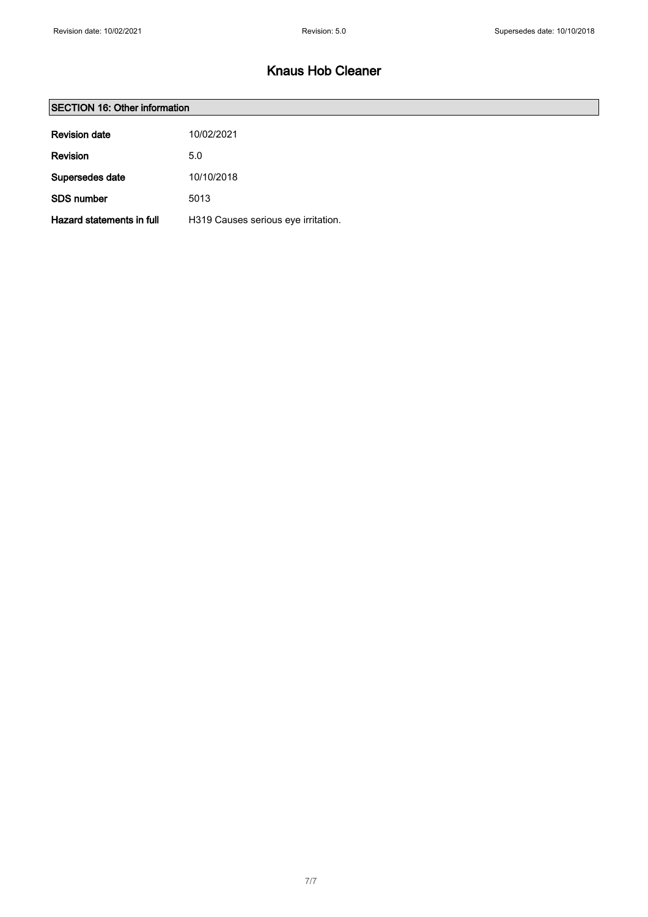# Knaus Hob Cleaner

## SECTION 16: Other information

| | |
|---|---|
| **Revision date** | 10/02/2021 |
| **Revision** | 5.0 |
| **Supersedes date** | 10/10/2018 |
| **SDS number** | 5013 |
| **Hazard statements in full** | H319 Causes serious eye irritation. |